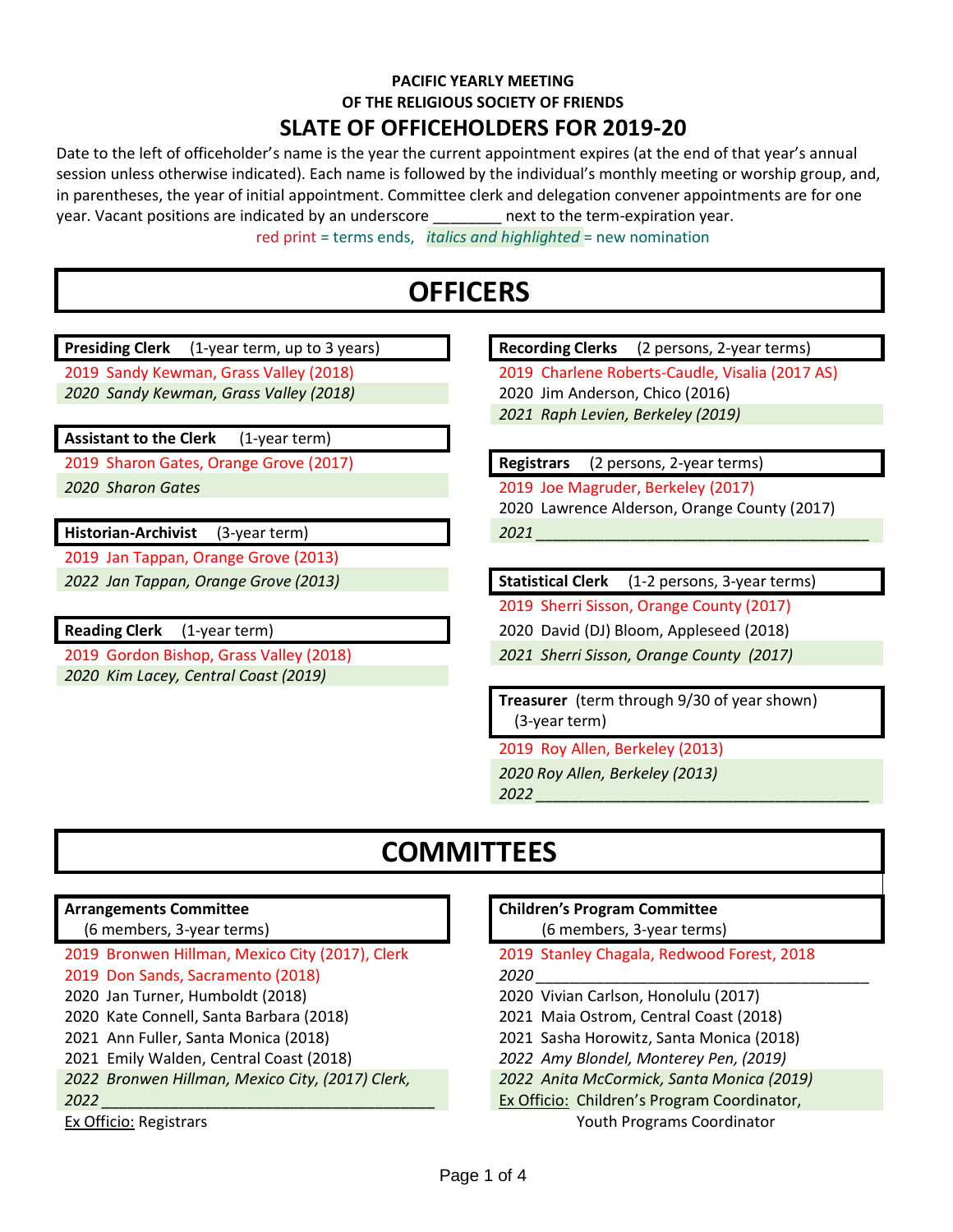**PACIFIC YEARLY MEETING**
**OF THE RELIGIOUS SOCIETY OF FRIENDS**

# SLATE OF OFFICEHOLDERS FOR 2019-20

Date to the left of officeholder's name is the year the current appointment expires (at the end of that year's annual session unless otherwise indicated). Each name is followed by the individual's monthly meeting or worship group, and, in parentheses, the year of initial appointment. Committee clerk and delegation convener appointments are for one year. Vacant positions are indicated by an underscore ________ next to the term-expiration year.

red print = terms ends, *italics and highlighted* = new nomination

## OFFICERS

**Presiding Clerk** (1-year term, up to 3 years)

2019 Sandy Kewman, Grass Valley (2018)
*2020 Sandy Kewman, Grass Valley (2018)*

**Assistant to the Clerk** (1-year term)

2019 Sharon Gates, Orange Grove (2017)
*2020 Sharon Gates*

**Historian-Archivist** (3-year term)

2019 Jan Tappan, Orange Grove (2013)
*2022 Jan Tappan, Orange Grove (2013)*

**Reading Clerk** (1-year term)

2019 Gordon Bishop, Grass Valley (2018)
*2020 Kim Lacey, Central Coast (2019)*

**Recording Clerks** (2 persons, 2-year terms)

2019 Charlene Roberts-Caudle, Visalia (2017 AS)
2020 Jim Anderson, Chico (2016)
*2021 Raph Levien, Berkeley (2019)*

**Registrars** (2 persons, 2-year terms)

2019 Joe Magruder, Berkeley (2017)
2020 Lawrence Alderson, Orange County (2017)
*2021* ________________________________________

**Statistical Clerk** (1-2 persons, 3-year terms)

2019 Sherri Sisson, Orange County (2017)
2020 David (DJ) Bloom, Appleseed (2018)
*2021 Sherri Sisson, Orange County (2017)*

**Treasurer** (term through 9/30 of year shown) (3-year term)

2019 Roy Allen, Berkeley (2013)
*2020 Roy Allen, Berkeley (2013)*
*2022* ________________________________________

## COMMITTEES

**Arrangements Committee** (6 members, 3-year terms)

2019 Bronwen Hillman, Mexico City (2017), Clerk
2019 Don Sands, Sacramento (2018)
2020 Jan Turner, Humboldt (2018)
2020 Kate Connell, Santa Barbara (2018)
2021 Ann Fuller, Santa Monica (2018)
2021 Emily Walden, Central Coast (2018)
*2022 Bronwen Hillman, Mexico City, (2017) Clerk,*
*2022* ________________________________________
Ex Officio: Registrars

**Children's Program Committee** (6 members, 3-year terms)

2019 Stanley Chagala, Redwood Forest, 2018
*2020* ________________________________________
2020 Vivian Carlson, Honolulu (2017)
2021 Maia Ostrom, Central Coast (2018)
2021 Sasha Horowitz, Santa Monica (2018)
*2022 Amy Blondel, Monterey Pen, (2019)*
*2022 Anita McCormick, Santa Monica (2019)*
Ex Officio: Children's Program Coordinator, Youth Programs Coordinator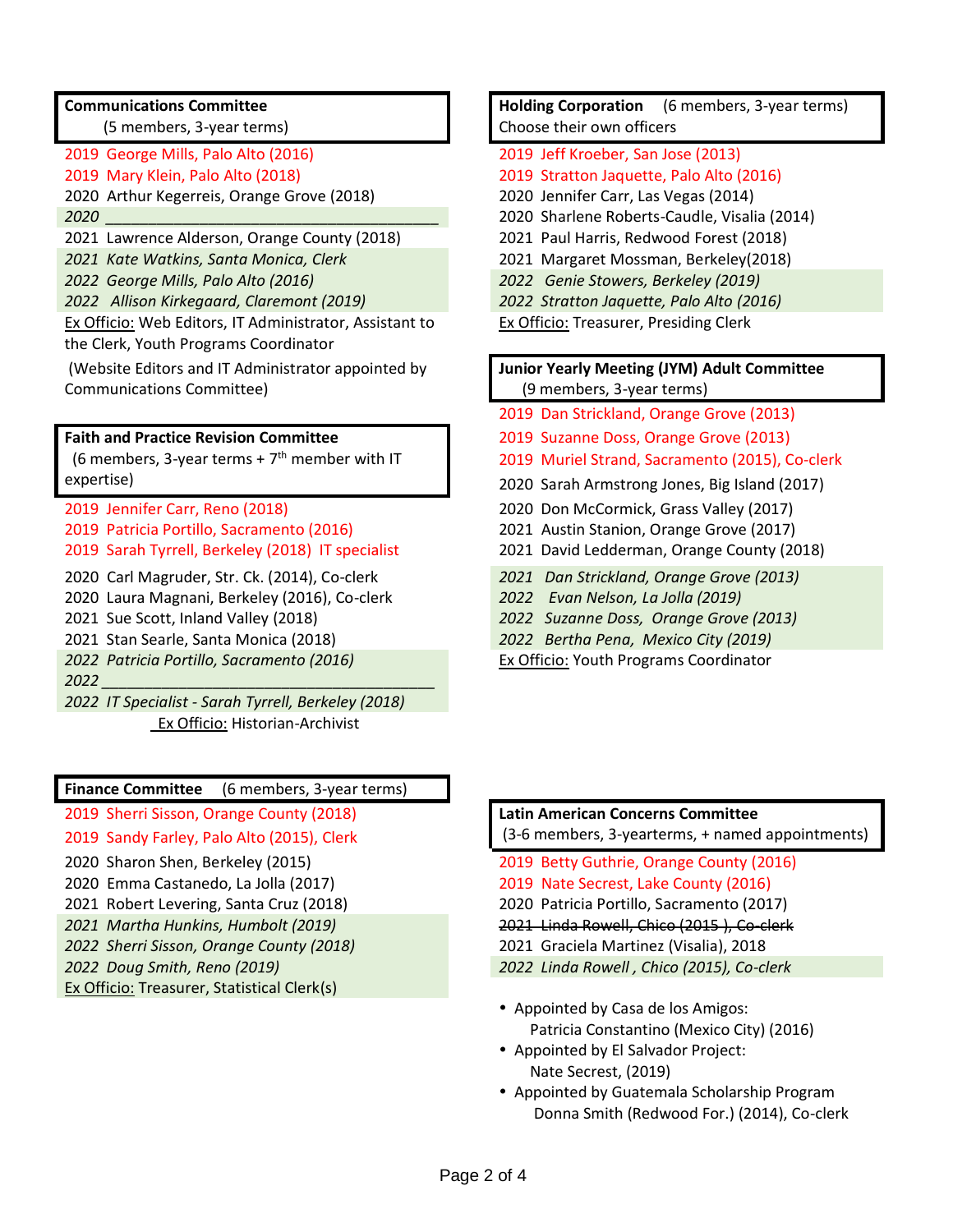**Communications Committee**
(5 members, 3-year terms)

2019 George Mills, Palo Alto (2016)
2019 Mary Klein, Palo Alto (2018)
2020 Arthur Kegerreis, Orange Grove (2018)
*2020 ________________________________________*
2021 Lawrence Alderson, Orange County (2018)
*2021 Kate Watkins, Santa Monica, Clerk*
*2022 George Mills, Palo Alto (2016)*
*2022 Allison Kirkegaard, Claremont (2019)*
Ex Officio: Web Editors, IT Administrator, Assistant to the Clerk, Youth Programs Coordinator
(Website Editors and IT Administrator appointed by Communications Committee)

**Faith and Practice Revision Committee**
(6 members, 3-year terms + 7th member with IT expertise)

2019 Jennifer Carr, Reno (2018)
2019 Patricia Portillo, Sacramento (2016)
2019 Sarah Tyrrell, Berkeley (2018) IT specialist
2020 Carl Magruder, Str. Ck. (2014), Co-clerk
2020 Laura Magnani, Berkeley (2016), Co-clerk
2021 Sue Scott, Inland Valley (2018)
2021 Stan Searle, Santa Monica (2018)
*2022 Patricia Portillo, Sacramento (2016)*
*2022 ________________________________________*
*2022 IT Specialist - Sarah Tyrrell, Berkeley (2018)*
Ex Officio: Historian-Archivist

**Finance Committee** (6 members, 3-year terms)

2019 Sherri Sisson, Orange County (2018)
2019 Sandy Farley, Palo Alto (2015), Clerk
2020 Sharon Shen, Berkeley (2015)
2020 Emma Castanedo, La Jolla (2017)
2021 Robert Levering, Santa Cruz (2018)
*2021 Martha Hunkins, Humbolt (2019)*
*2022 Sherri Sisson, Orange County (2018)*
*2022 Doug Smith, Reno (2019)*
Ex Officio: Treasurer, Statistical Clerk(s)

**Holding Corporation** (6 members, 3-year terms)
Choose their own officers

2019 Jeff Kroeber, San Jose (2013)
2019 Stratton Jaquette, Palo Alto (2016)
2020 Jennifer Carr, Las Vegas (2014)
2020 Sharlene Roberts-Caudle, Visalia (2014)
2021 Paul Harris, Redwood Forest (2018)
2021 Margaret Mossman, Berkeley(2018)
*2022 Genie Stowers, Berkeley (2019)*
*2022 Stratton Jaquette, Palo Alto (2016)*
Ex Officio: Treasurer, Presiding Clerk

**Junior Yearly Meeting (JYM) Adult Committee**
(9 members, 3-year terms)

2019 Dan Strickland, Orange Grove (2013)
2019 Suzanne Doss, Orange Grove (2013)
2019 Muriel Strand, Sacramento (2015), Co-clerk
2020 Sarah Armstrong Jones, Big Island (2017)
2020 Don McCormick, Grass Valley (2017)
2021 Austin Stanion, Orange Grove (2017)
2021 David Ledderman, Orange County (2018)
*2021 Dan Strickland, Orange Grove (2013)*
*2022 Evan Nelson, La Jolla (2019)*
*2022 Suzanne Doss, Orange Grove (2013)*
*2022 Bertha Pena, Mexico City (2019)*
Ex Officio: Youth Programs Coordinator

**Latin American Concerns Committee**
(3-6 members, 3-yearterms, + named appointments)

2019 Betty Guthrie, Orange County (2016)
2019 Nate Secrest, Lake County (2016)
2020 Patricia Portillo, Sacramento (2017)
~~2021 Linda Rowell, Chico (2015 ), Co-clerk~~
2021 Graciela Martinez (Visalia), 2018
*2022 Linda Rowell , Chico (2015), Co-clerk*

- Appointed by Casa de los Amigos:
  Patricia Constantino (Mexico City) (2016)
- Appointed by El Salvador Project:
  Nate Secrest, (2019)
- Appointed by Guatemala Scholarship Program
  Donna Smith (Redwood For.) (2014), Co-clerk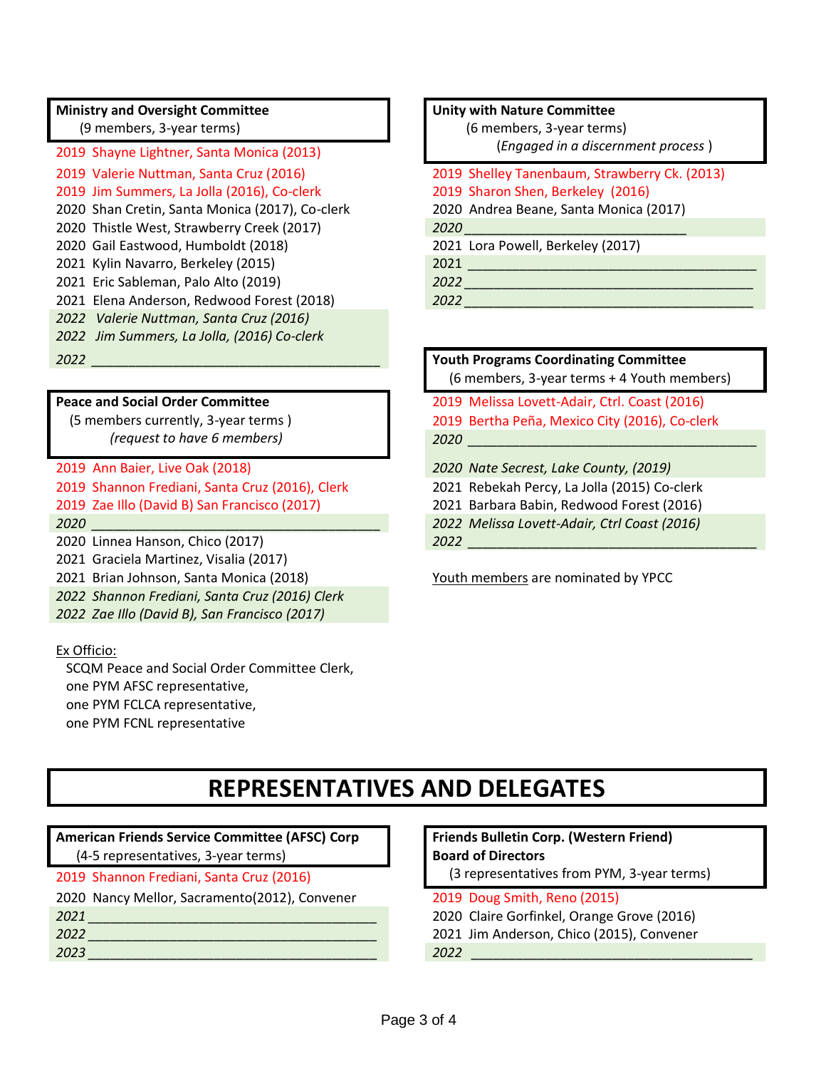**Ministry and Oversight Committee**
(9 members, 3-year terms)

2019 Shayne Lightner, Santa Monica (2013)
2019 Valerie Nuttman, Santa Cruz (2016)
2019 Jim Summers, La Jolla (2016), Co-clerk
2020 Shan Cretin, Santa Monica (2017), Co-clerk
2020 Thistle West, Strawberry Creek (2017)
2020 Gail Eastwood, Humboldt (2018)
2021 Kylin Navarro, Berkeley (2015)
2021 Eric Sableman, Palo Alto (2019)
2021 Elena Anderson, Redwood Forest (2018)
*2022 Valerie Nuttman, Santa Cruz (2016)*
*2022 Jim Summers, La Jolla, (2016) Co-clerk*
*2022* ______________________________________

**Peace and Social Order Committee**
(5 members currently, 3-year terms )
*(request to have 6 members)*

2019 Ann Baier, Live Oak (2018)
2019 Shannon Frediani, Santa Cruz (2016), Clerk
2019 Zae Illo (David B) San Francisco (2017)
*2020* ______________________________________
2020 Linnea Hanson, Chico (2017)
2021 Graciela Martinez, Visalia (2017)
2021 Brian Johnson, Santa Monica (2018)
*2022 Shannon Frediani, Santa Cruz (2016) Clerk*
*2022 Zae Illo (David B), San Francisco (2017)*

Ex Officio:
SCQM Peace and Social Order Committee Clerk,
one PYM AFSC representative,
one PYM FCLCA representative,
one PYM FCNL representative

**Unity with Nature Committee**
(6 members, 3-year terms)
(*Engaged in a discernment process* )

2019 Shelley Tanenbaum, Strawberry Ck. (2013)
2019 Sharon Shen, Berkeley (2016)
2020 Andrea Beane, Santa Monica (2017)
*2020* ____________________________
2021 Lora Powell, Berkeley (2017)
2021 ______________________________________
*2022* ______________________________________
*2022* ______________________________________

**Youth Programs Coordinating Committee**
(6 members, 3-year terms + 4 Youth members)

2019 Melissa Lovett-Adair, Ctrl. Coast (2016)
2019 Bertha Peña, Mexico City (2016), Co-clerk
*2020* ______________________________________
*2020 Nate Secrest, Lake County, (2019)*
2021 Rebekah Percy, La Jolla (2015) Co-clerk
2021 Barbara Babin, Redwood Forest (2016)
*2022 Melissa Lovett-Adair, Ctrl Coast (2016)*
*2022* ______________________________________

Youth members are nominated by YPCC

# REPRESENTATIVES AND DELEGATES

**American Friends Service Committee (AFSC) Corp**
(4-5 representatives, 3-year terms)

2019 Shannon Frediani, Santa Cruz (2016)
2020 Nancy Mellor, Sacramento(2012), Convener
*2021* ______________________________________
*2022* ______________________________________
*2023* ______________________________________

**Friends Bulletin Corp. (Western Friend) Board of Directors**
(3 representatives from PYM, 3-year terms)

2019 Doug Smith, Reno (2015)
2020 Claire Gorfinkel, Orange Grove (2016)
2021 Jim Anderson, Chico (2015), Convener
*2022* ______________________________________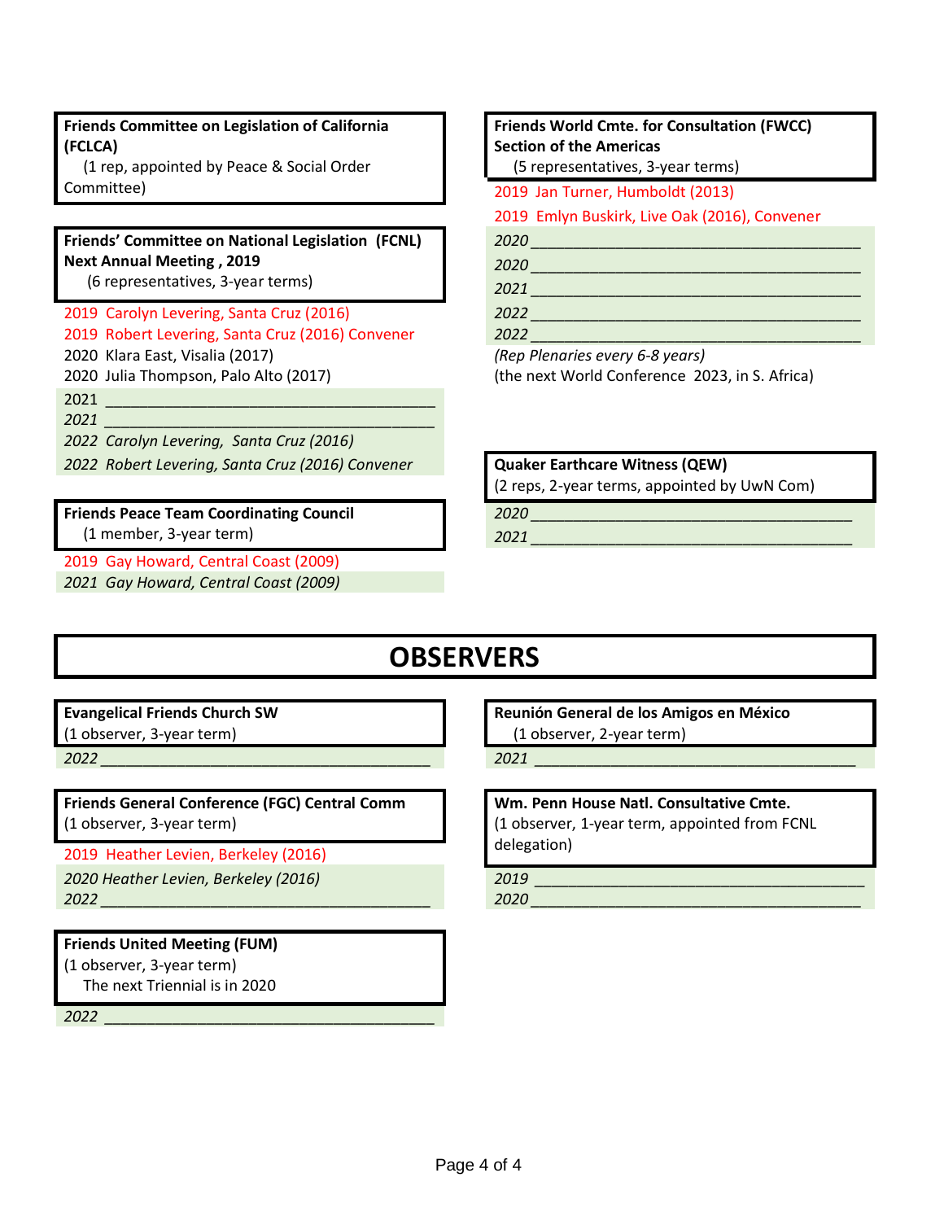**Friends Committee on Legislation of California (FCLCA)**
(1 rep, appointed by Peace & Social Order Committee)

**Friends' Committee on National Legislation (FCNL) Next Annual Meeting , 2019**
(6 representatives, 3-year terms)

2019 Carolyn Levering, Santa Cruz (2016)
2019 Robert Levering, Santa Cruz (2016) Convener
2020 Klara East, Visalia (2017)
2020 Julia Thompson, Palo Alto (2017)
2021 ______________________________________
2021 ______________________________________
*2022 Carolyn Levering, Santa Cruz (2016)*
*2022 Robert Levering, Santa Cruz (2016) Convener*

**Friends Peace Team Coordinating Council**
(1 member, 3-year term)

2019 Gay Howard, Central Coast (2009)
*2021 Gay Howard, Central Coast (2009)*

**Friends World Cmte. for Consultation (FWCC) Section of the Americas**
(5 representatives, 3-year terms)

2019 Jan Turner, Humboldt (2013)
2019 Emlyn Buskirk, Live Oak (2016), Convener
*2020* ______________________________________
*2020* ______________________________________
*2021* ______________________________________
*2022* ______________________________________
*2022* ______________________________________
*(Rep Plenaries every 6-8 years)*
(the next World Conference 2023, in S. Africa)

**Quaker Earthcare Witness (QEW)**
(2 reps, 2-year terms, appointed by UwN Com)

*2020* ______________________________________
*2021* ______________________________________

# OBSERVERS

**Evangelical Friends Church SW**
(1 observer, 3-year term)

*2022* ______________________________________

**Friends General Conference (FGC) Central Comm**
(1 observer, 3-year term)

2019 Heather Levien, Berkeley (2016)
*2020 Heather Levien, Berkeley (2016)*
*2022* ______________________________________

**Friends United Meeting (FUM)**
(1 observer, 3-year term)
The next Triennial is in 2020

*2022* ______________________________________

**Reunión General de los Amigos en México**
(1 observer, 2-year term)

*2021* ______________________________________

**Wm. Penn House Natl. Consultative Cmte.**
(1 observer, 1-year term, appointed from FCNL delegation)

*2019* ______________________________________
*2020* ______________________________________